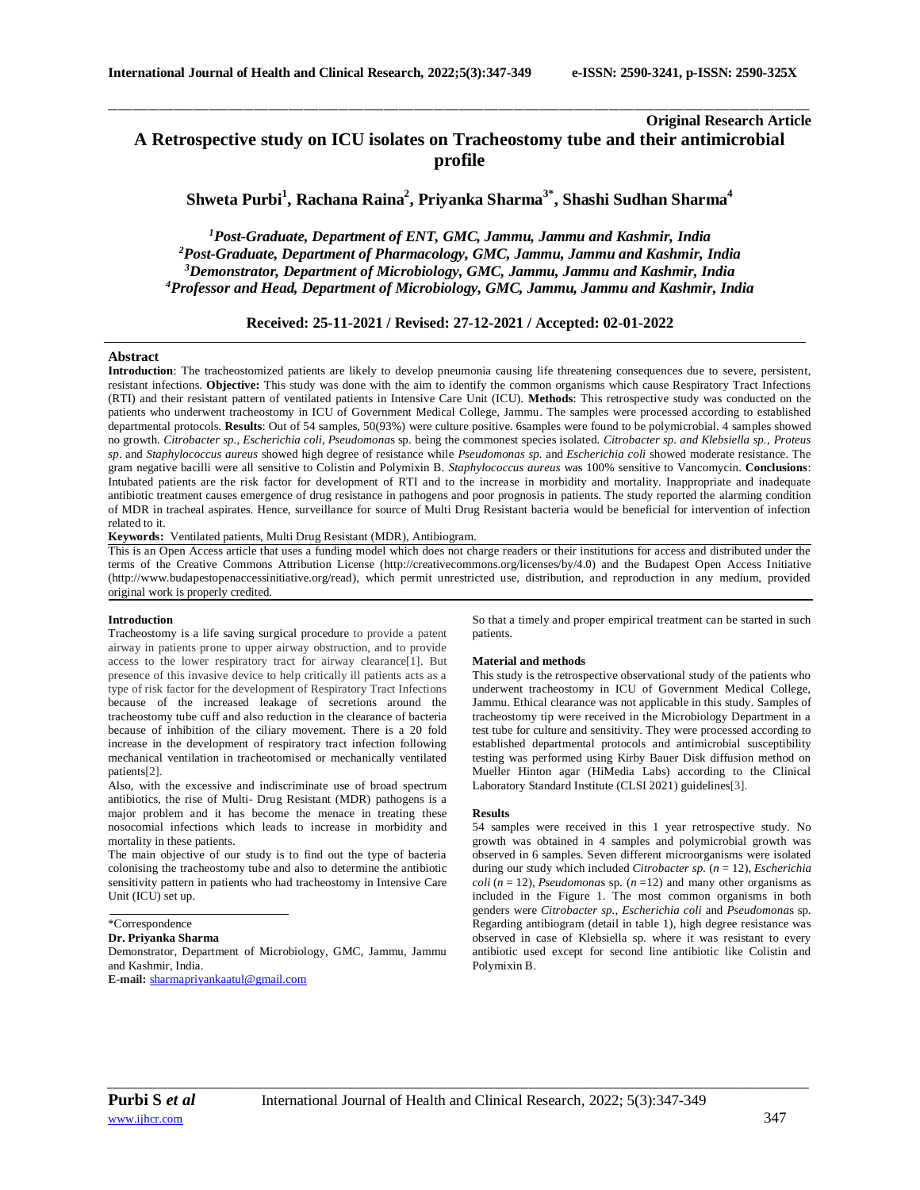**Original Research Article**

# A Retrospective study on ICU isolates on Tracheostomy tube and their antimicrobial profile

**Shweta Purbi[1], Rachana Raina[2], Priyanka Sharma[3*], Shashi Sudhan Sharma[4]**

*[1]Post-Graduate, Department of ENT, GMC, Jammu, Jammu and Kashmir, India*
*[2]Post-Graduate, Department of Pharmacology, GMC, Jammu, Jammu and Kashmir, India*
*[3]Demonstrator, Department of Microbiology, GMC, Jammu, Jammu and Kashmir, India*
*[4]Professor and Head, Department of Microbiology, GMC, Jammu, Jammu and Kashmir, India*

**Received: 25-11-2021 / Revised: 27-12-2021 / Accepted: 02-01-2022**

## Abstract

**Introduction**: The tracheostomized patients are likely to develop pneumonia causing life threatening consequences due to severe, persistent, resistant infections. **Objective:** This study was done with the aim to identify the common organisms which cause Respiratory Tract Infections (RTI) and their resistant pattern of ventilated patients in Intensive Care Unit (ICU). **Methods**: This retrospective study was conducted on the patients who underwent tracheostomy in ICU of Government Medical College, Jammu. The samples were processed according to established departmental protocols. **Results**: Out of 54 samples, 50(93%) were culture positive. 6samples were found to be polymicrobial. 4 samples showed no growth. *Citrobacter sp., Escherichia coli, Pseudomonas* sp. being the commonest species isolated. *Citrobacter sp. and Klebsiella sp., Proteus sp*. and *Staphylococcus aureus* showed high degree of resistance while *Pseudomonas sp.* and *Escherichia coli* showed moderate resistance. The gram negative bacilli were all sensitive to Colistin and Polymixin B. *Staphylococcus aureus* was 100% sensitive to Vancomycin. **Conclusions**: Intubated patients are the risk factor for development of RTI and to the increase in morbidity and mortality. Inappropriate and inadequate antibiotic treatment causes emergence of drug resistance in pathogens and poor prognosis in patients. The study reported the alarming condition of MDR in tracheal aspirates. Hence, surveillance for source of Multi Drug Resistant bacteria would be beneficial for intervention of infection related to it.

**Keywords:** Ventilated patients, Multi Drug Resistant (MDR), Antibiogram.

This is an Open Access article that uses a funding model which does not charge readers or their institutions for access and distributed under the terms of the Creative Commons Attribution License (http://creativecommons.org/licenses/by/4.0) and the Budapest Open Access Initiative (http://www.budapestopenaccessinitiative.org/read), which permit unrestricted use, distribution, and reproduction in any medium, provided original work is properly credited.

## Introduction

Tracheostomy is a life saving surgical procedure to provide a patent airway in patients prone to upper airway obstruction, and to provide access to the lower respiratory tract for airway clearance[1]. But presence of this invasive device to help critically ill patients acts as a type of risk factor for the development of Respiratory Tract Infections because of the increased leakage of secretions around the tracheostomy tube cuff and also reduction in the clearance of bacteria because of inhibition of the ciliary movement. There is a 20 fold increase in the development of respiratory tract infection following mechanical ventilation in tracheotomised or mechanically ventilated patients[2].

Also, with the excessive and indiscriminate use of broad spectrum antibiotics, the rise of Multi- Drug Resistant (MDR) pathogens is a major problem and it has become the menace in treating these nosocomial infections which leads to increase in morbidity and mortality in these patients.

The main objective of our study is to find out the type of bacteria colonising the tracheostomy tube and also to determine the antibiotic sensitivity pattern in patients who had tracheostomy in Intensive Care Unit (ICU) set up.

So that a timely and proper empirical treatment can be started in such patients.

\*Correspondence

**Dr. Priyanka Sharma**

Demonstrator, Department of Microbiology, GMC, Jammu, Jammu and Kashmir, India.

**E-mail:** sharmapriyankaatul@gmail.com

## Material and methods

This study is the retrospective observational study of the patients who underwent tracheostomy in ICU of Government Medical College, Jammu. Ethical clearance was not applicable in this study. Samples of tracheostomy tip were received in the Microbiology Department in a test tube for culture and sensitivity. They were processed according to established departmental protocols and antimicrobial susceptibility testing was performed using Kirby Bauer Disk diffusion method on Mueller Hinton agar (HiMedia Labs) according to the Clinical Laboratory Standard Institute (CLSI 2021) guidelines[3].

## Results

54 samples were received in this 1 year retrospective study. No growth was obtained in 4 samples and polymicrobial growth was observed in 6 samples. Seven different microorganisms were isolated during our study which included *Citrobacter sp.* ($n$ = 12), *Escherichia coli* ($n$ = 12), *Pseudomonas* sp. ($n$ =12) and many other organisms as included in the Figure 1. The most common organisms in both genders were *Citrobacter sp., Escherichia coli* and *Pseudomonas* sp. Regarding antibiogram (detail in table 1), high degree resistance was observed in case of Klebsiella sp. where it was resistant to every antibiotic used except for second line antibiotic like Colistin and Polymixin B.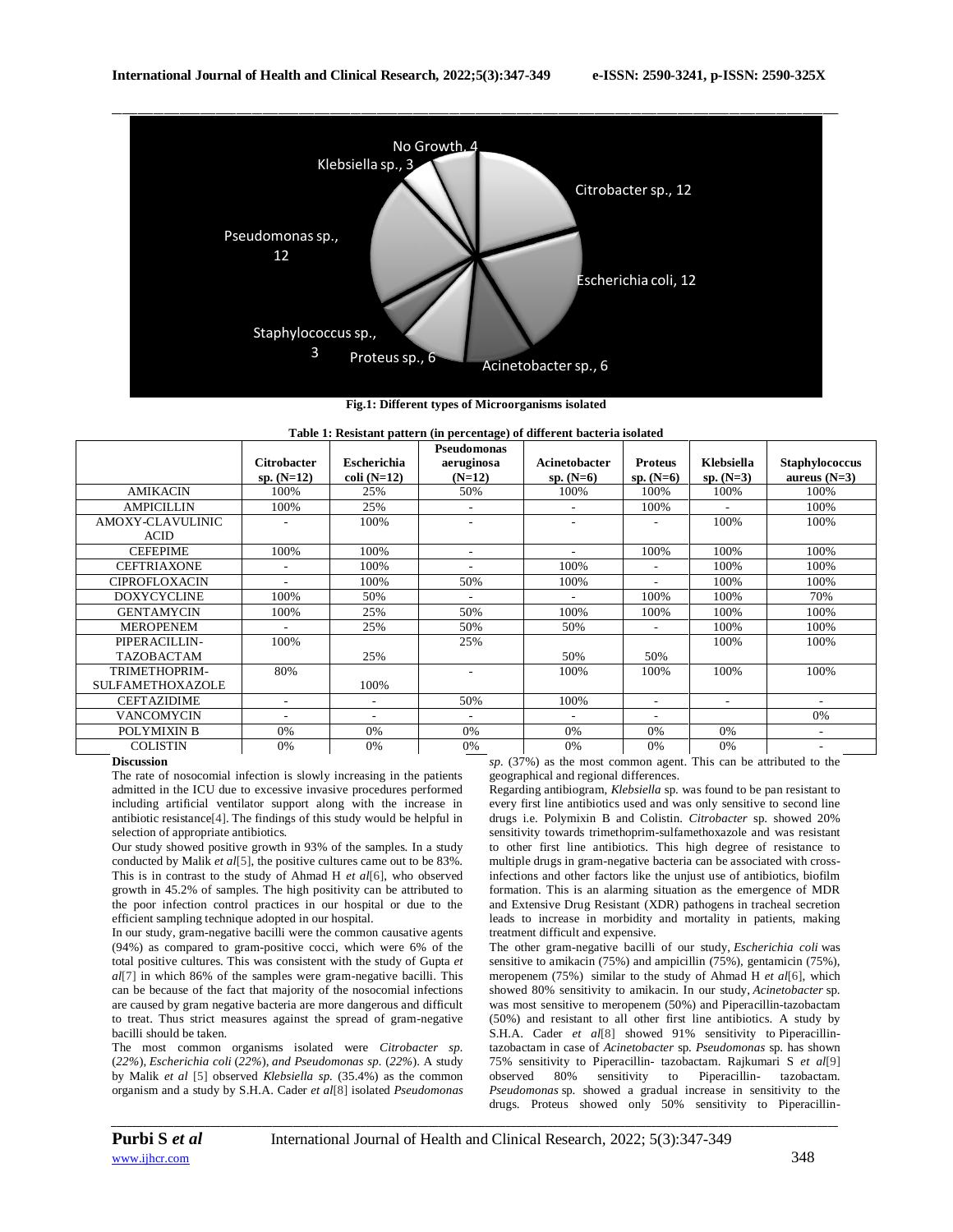Fig.1: Different types of Microorganisms isolated

**Table 1: Resistant pattern (in percentage) of different bacteria isolated**

| | Citrobacter sp. (N=12) | Escherichia coli (N=12) | Pseudomonas aeruginosa (N=12) | Acinetobacter sp. (N=6) | Proteus sp. (N=6) | Klebsiella sp. (N=3) | Staphylococcus aureus (N=3) |
|---|---|---|---|---|---|---|---|
| AMIKACIN | 100% | 25% | 50% | 100% | 100% | 100% | 100% |
| AMPICILLIN | 100% | 25% | - | - | 100% | - | 100% |
| AMOXY-CLAVULINIC ACID | - | 100% | - | - | - | 100% | 100% |
| CEFEPIME | 100% | 100% | - | - | 100% | 100% | 100% |
| CEFTRIAXONE | - | 100% | - | 100% | - | 100% | 100% |
| CIPROFLOXACIN | - | 100% | 50% | 100% | - | 100% | 100% |
| DOXYCYCLINE | 100% | 50% | - | - | 100% | 100% | 70% |
| GENTAMYCIN | 100% | 25% | 50% | 100% | 100% | 100% | 100% |
| MEROPENEM | - | 25% | 50% | 50% | - | 100% | 100% |
| PIPERACILLIN-TAZOBACTAM | 100% | 25% | 25% | 50% | 50% | 100% | 100% |
| TRIMETHOPRIM-SULFAMETHOXAZOLE | 80% | 100% | - | 100% | 100% | 100% | 100% |
| CEFTAZIDIME | - | - | 50% | 100% | - | - | - |
| VANCOMYCIN | - | - | - | - | - | | 0% |
| POLYMIXIN B | 0% | 0% | 0% | 0% | 0% | 0% | - |
| COLISTIN | 0% | 0% | 0% | 0% | 0% | 0% | - |

## Discussion

The rate of nosocomial infection is slowly increasing in the patients admitted in the ICU due to excessive invasive procedures performed including artificial ventilator support along with the increase in antibiotic resistance[4]. The findings of this study would be helpful in selection of appropriate antibiotics.

Our study showed positive growth in 93% of the samples. In a study conducted by Malik *et al*[5], the positive cultures came out to be 83%. This is in contrast to the study of Ahmad H *et al*[6], who observed growth in 45.2% of samples. The high positivity can be attributed to the poor infection control practices in our hospital or due to the efficient sampling technique adopted in our hospital.

In our study, gram-negative bacilli were the common causative agents (94%) as compared to gram-positive cocci, which were 6% of the total positive cultures. This was consistent with the study of Gupta *et al*[7] in which 86% of the samples were gram-negative bacilli. This can be because of the fact that majority of the nosocomial infections are caused by gram negative bacteria are more dangerous and difficult to treat. Thus strict measures against the spread of gram-negative bacilli should be taken.

The most common organisms isolated were *Citrobacter sp.* (*22%*), *Escherichia coli* (*22%*), *and Pseudomonas sp.* (*22%*). A study by Malik *et al* [5] observed *Klebsiella sp.* (35.4%) as the common organism and a study by S.H.A. Cader *et al*[8] isolated *Pseudomonas sp.* (37%) as the most common agent. This can be attributed to the geographical and regional differences.

Regarding antibiogram, *Klebsiella* sp. was found to be pan resistant to every first line antibiotics used and was only sensitive to second line drugs i.e. Polymixin B and Colistin. *Citrobacter* sp. showed 20% sensitivity towards trimethoprim-sulfamethoxazole and was resistant to other first line antibiotics. This high degree of resistance to multiple drugs in gram-negative bacteria can be associated with cross-infections and other factors like the unjust use of antibiotics, biofilm formation. This is an alarming situation as the emergence of MDR and Extensive Drug Resistant (XDR) pathogens in tracheal secretion leads to increase in morbidity and mortality in patients, making treatment difficult and expensive.

The other gram-negative bacilli of our study, *Escherichia coli* was sensitive to amikacin (75%) and ampicillin (75%), gentamicin (75%), meropenem (75%) similar to the study of Ahmad H *et al*[6], which showed 80% sensitivity to amikacin. In our study, *Acinetobacter* sp. was most sensitive to meropenem (50%) and Piperacillin-tazobactam (50%) and resistant to all other first line antibiotics. A study by S.H.A. Cader *et al*[8] showed 91% sensitivity to Piperacillin-tazobactam in case of *Acinetobacter* sp. *Pseudomonas* sp. has shown 75% sensitivity to Piperacillin- tazobactam. Rajkumari S *et al*[9] observed 80% sensitivity to Piperacillin- tazobactam. *Pseudomonas* sp. showed a gradual increase in sensitivity to the drugs. Proteus showed only 50% sensitivity to Piperacillin-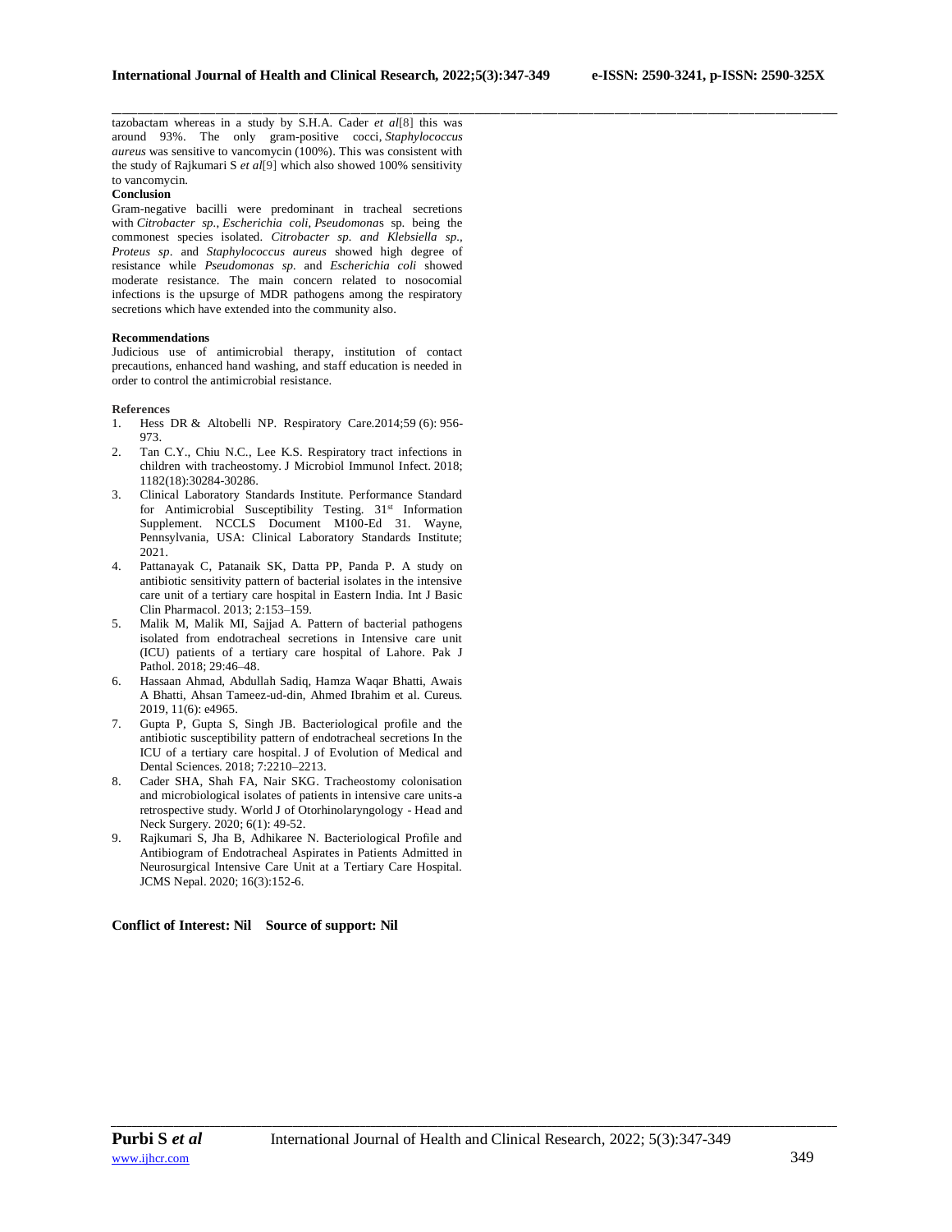tazobactam whereas in a study by S.H.A. Cader *et al*[8] this was around 93%. The only gram-positive cocci, *Staphylococcus aureus* was sensitive to vancomycin (100%). This was consistent with the study of Rajkumari S *et al*[9] which also showed 100% sensitivity to vancomycin.

**Conclusion**

Gram-negative bacilli were predominant in tracheal secretions with *Citrobacter sp.*, *Escherichia coli*, *Pseudomonas* sp. being the commonest species isolated. *Citrobacter sp. and Klebsiella sp., Proteus sp.* and *Staphylococcus aureus* showed high degree of resistance while *Pseudomonas sp.* and *Escherichia coli* showed moderate resistance. The main concern related to nosocomial infections is the upsurge of MDR pathogens among the respiratory secretions which have extended into the community also.

**Recommendations**

Judicious use of antimicrobial therapy, institution of contact precautions, enhanced hand washing, and staff education is needed in order to control the antimicrobial resistance.

**References**

1. Hess DR & Altobelli NP. Respiratory Care.2014;59 (6): 956-973.
2. Tan C.Y., Chiu N.C., Lee K.S. Respiratory tract infections in children with tracheostomy. J Microbiol Immunol Infect. 2018; 1182(18):30284-30286.
3. Clinical Laboratory Standards Institute. Performance Standard for Antimicrobial Susceptibility Testing. 31st Information Supplement. NCCLS Document M100-Ed 31. Wayne, Pennsylvania, USA: Clinical Laboratory Standards Institute; 2021.
4. Pattanayak C, Patanaik SK, Datta PP, Panda P. A study on antibiotic sensitivity pattern of bacterial isolates in the intensive care unit of a tertiary care hospital in Eastern India. Int J Basic Clin Pharmacol. 2013; 2:153–159.
5. Malik M, Malik MI, Sajjad A. Pattern of bacterial pathogens isolated from endotracheal secretions in Intensive care unit (ICU) patients of a tertiary care hospital of Lahore. Pak J Pathol. 2018; 29:46–48.
6. Hassaan Ahmad, Abdullah Sadiq, Hamza Waqar Bhatti, Awais A Bhatti, Ahsan Tameez-ud-din, Ahmed Ibrahim et al. Cureus. 2019, 11(6): e4965.
7. Gupta P, Gupta S, Singh JB. Bacteriological profile and the antibiotic susceptibility pattern of endotracheal secretions In the ICU of a tertiary care hospital. J of Evolution of Medical and Dental Sciences. 2018; 7:2210–2213.
8. Cader SHA, Shah FA, Nair SKG. Tracheostomy colonisation and microbiological isolates of patients in intensive care units-a retrospective study. World J of Otorhinolaryngology - Head and Neck Surgery. 2020; 6(1): 49-52.
9. Rajkumari S, Jha B, Adhikaree N. Bacteriological Profile and Antibiogram of Endotracheal Aspirates in Patients Admitted in Neurosurgical Intensive Care Unit at a Tertiary Care Hospital. JCMS Nepal. 2020; 16(3):152-6.

**Conflict of Interest: Nil Source of support: Nil**